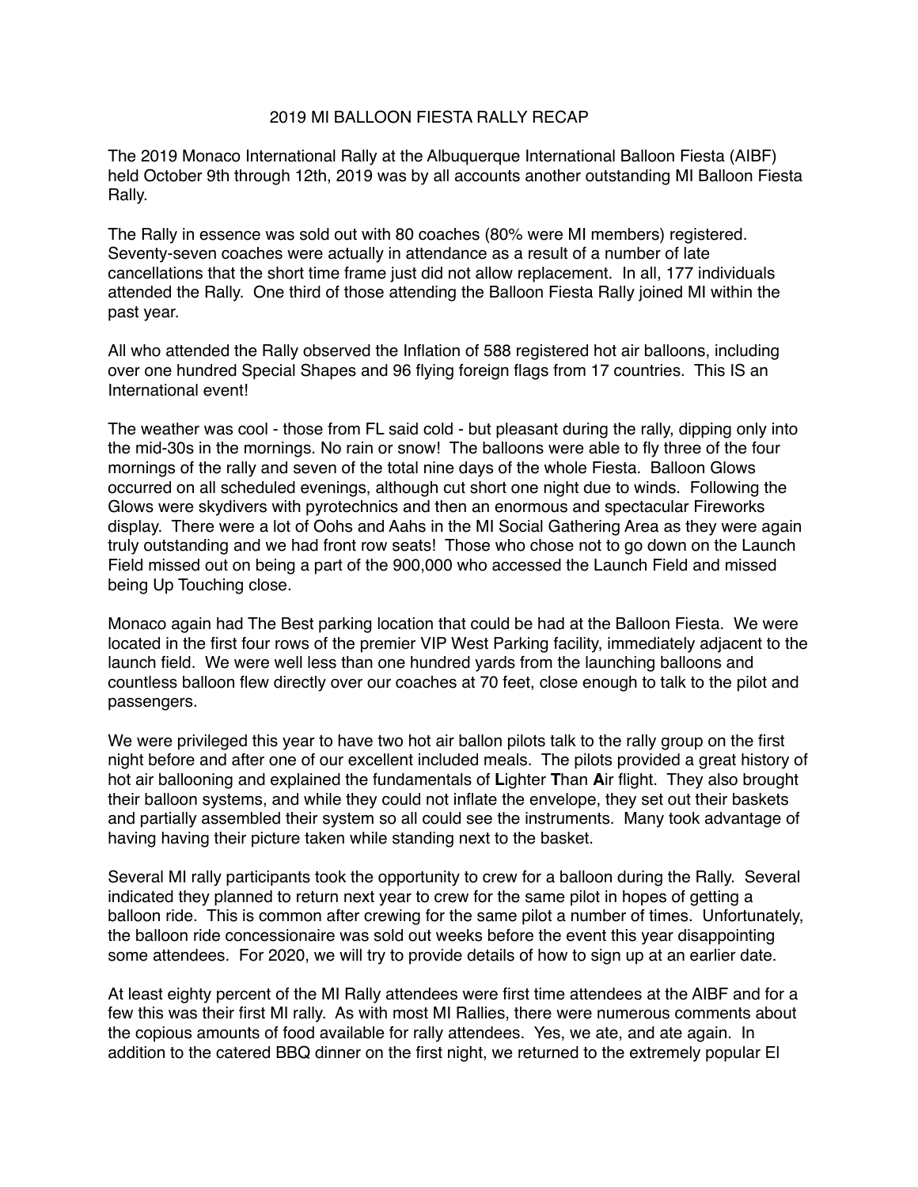# 2019 MI BALLOON FIESTA RALLY RECAP

The 2019 Monaco International Rally at the Albuquerque International Balloon Fiesta (AIBF) held October 9th through 12th, 2019 was by all accounts another outstanding MI Balloon Fiesta Rally.

The Rally in essence was sold out with 80 coaches (80% were MI members) registered. Seventy-seven coaches were actually in attendance as a result of a number of late cancellations that the short time frame just did not allow replacement. In all, 177 individuals attended the Rally. One third of those attending the Balloon Fiesta Rally joined MI within the past year.

All who attended the Rally observed the Inflation of 588 registered hot air balloons, including over one hundred Special Shapes and 96 flying foreign flags from 17 countries. This IS an International event!

The weather was cool - those from FL said cold - but pleasant during the rally, dipping only into the mid-30s in the mornings. No rain or snow! The balloons were able to fly three of the four mornings of the rally and seven of the total nine days of the whole Fiesta. Balloon Glows occurred on all scheduled evenings, although cut short one night due to winds. Following the Glows were skydivers with pyrotechnics and then an enormous and spectacular Fireworks display. There were a lot of Oohs and Aahs in the MI Social Gathering Area as they were again truly outstanding and we had front row seats! Those who chose not to go down on the Launch Field missed out on being a part of the 900,000 who accessed the Launch Field and missed being Up Touching close.

Monaco again had The Best parking location that could be had at the Balloon Fiesta. We were located in the first four rows of the premier VIP West Parking facility, immediately adjacent to the launch field. We were well less than one hundred yards from the launching balloons and countless balloon flew directly over our coaches at 70 feet, close enough to talk to the pilot and passengers.

We were privileged this year to have two hot air ballon pilots talk to the rally group on the first night before and after one of our excellent included meals. The pilots provided a great history of hot air ballooning and explained the fundamentals of **L**ighter **T**han **A**ir flight. They also brought their balloon systems, and while they could not inflate the envelope, they set out their baskets and partially assembled their system so all could see the instruments. Many took advantage of having having their picture taken while standing next to the basket.

Several MI rally participants took the opportunity to crew for a balloon during the Rally. Several indicated they planned to return next year to crew for the same pilot in hopes of getting a balloon ride. This is common after crewing for the same pilot a number of times. Unfortunately, the balloon ride concessionaire was sold out weeks before the event this year disappointing some attendees. For 2020, we will try to provide details of how to sign up at an earlier date.

At least eighty percent of the MI Rally attendees were first time attendees at the AIBF and for a few this was their first MI rally. As with most MI Rallies, there were numerous comments about the copious amounts of food available for rally attendees. Yes, we ate, and ate again. In addition to the catered BBQ dinner on the first night, we returned to the extremely popular El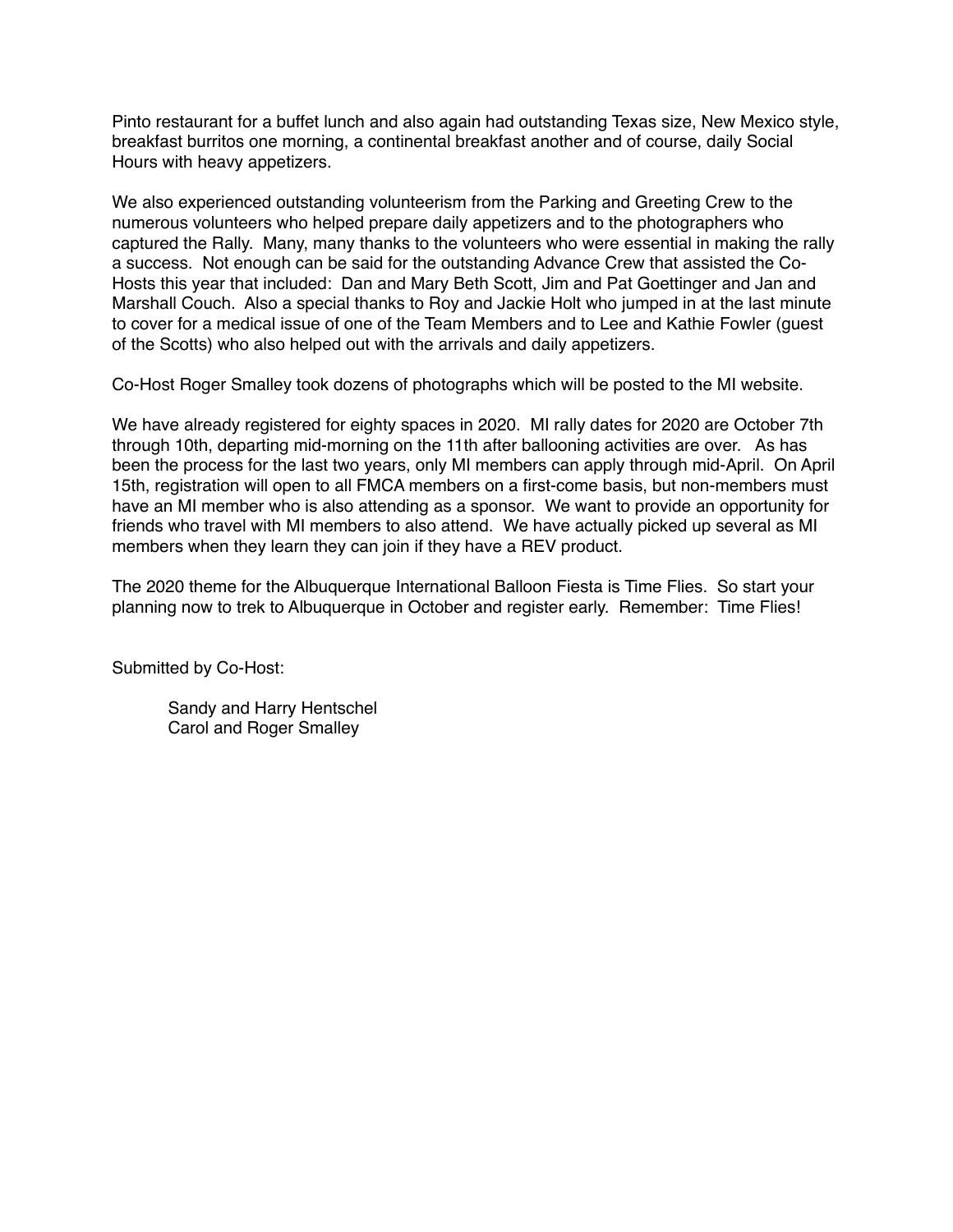Pinto restaurant for a buffet lunch and also again had outstanding Texas size, New Mexico style, breakfast burritos one morning, a continental breakfast another and of course, daily Social Hours with heavy appetizers.

We also experienced outstanding volunteerism from the Parking and Greeting Crew to the numerous volunteers who helped prepare daily appetizers and to the photographers who captured the Rally. Many, many thanks to the volunteers who were essential in making the rally a success. Not enough can be said for the outstanding Advance Crew that assisted the Co-Hosts this year that included: Dan and Mary Beth Scott, Jim and Pat Goettinger and Jan and Marshall Couch. Also a special thanks to Roy and Jackie Holt who jumped in at the last minute to cover for a medical issue of one of the Team Members and to Lee and Kathie Fowler (guest of the Scotts) who also helped out with the arrivals and daily appetizers.

Co-Host Roger Smalley took dozens of photographs which will be posted to the MI website.

We have already registered for eighty spaces in 2020. MI rally dates for 2020 are October 7th through 10th, departing mid-morning on the 11th after ballooning activities are over. As has been the process for the last two years, only MI members can apply through mid-April. On April 15th, registration will open to all FMCA members on a first-come basis, but non-members must have an MI member who is also attending as a sponsor. We want to provide an opportunity for friends who travel with MI members to also attend. We have actually picked up several as MI members when they learn they can join if they have a REV product.

The 2020 theme for the Albuquerque International Balloon Fiesta is Time Flies. So start your planning now to trek to Albuquerque in October and register early. Remember: Time Flies!

Submitted by Co-Host:

Sandy and Harry Hentschel
Carol and Roger Smalley